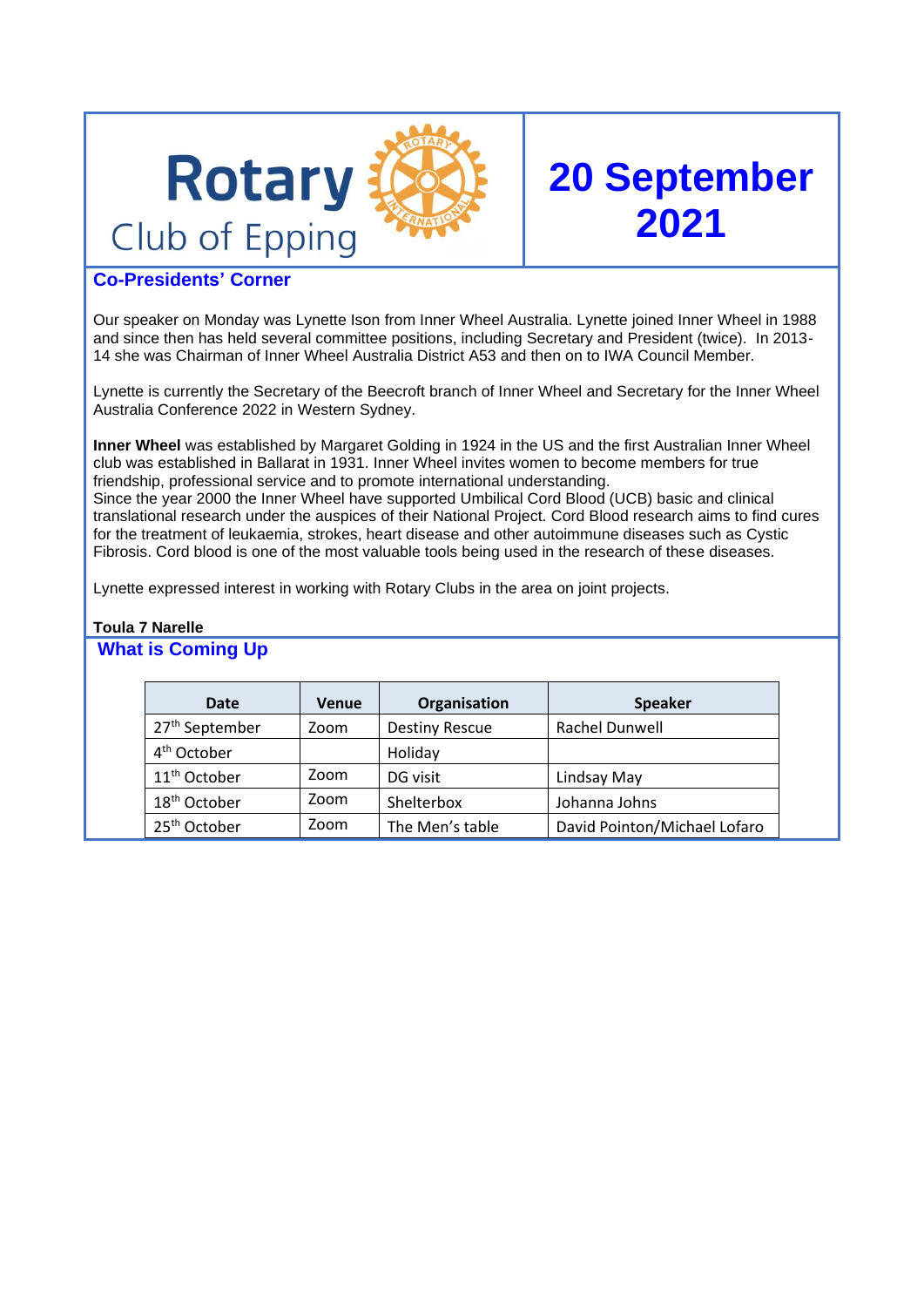# Rotary Club of Epping

# 20 September 2021

## Co-Presidents' Corner

Our speaker on Monday was Lynette Ison from Inner Wheel Australia. Lynette joined Inner Wheel in 1988 and since then has held several committee positions, including Secretary and President (twice). In 2013-14 she was Chairman of Inner Wheel Australia District A53 and then on to IWA Council Member.

Lynette is currently the Secretary of the Beecroft branch of Inner Wheel and Secretary for the Inner Wheel Australia Conference 2022 in Western Sydney.

**Inner Wheel** was established by Margaret Golding in 1924 in the US and the first Australian Inner Wheel club was established in Ballarat in 1931. Inner Wheel invites women to become members for true friendship, professional service and to promote international understanding.
Since the year 2000 the Inner Wheel have supported Umbilical Cord Blood (UCB) basic and clinical translational research under the auspices of their National Project. Cord Blood research aims to find cures for the treatment of leukaemia, strokes, heart disease and other autoimmune diseases such as Cystic Fibrosis. Cord blood is one of the most valuable tools being used in the research of these diseases.

Lynette expressed interest in working with Rotary Clubs in the area on joint projects.

**Toula 7 Narelle**

## What is Coming Up

| Date | Venue | Organisation | Speaker |
|---|---|---|---|
| 27th September | Zoom | Destiny Rescue | Rachel Dunwell |
| 4th October | | Holiday | |
| 11th October | Zoom | DG visit | Lindsay May |
| 18th October | Zoom | Shelterbox | Johanna Johns |
| 25th October | Zoom | The Men's table | David Pointon/Michael Lofaro |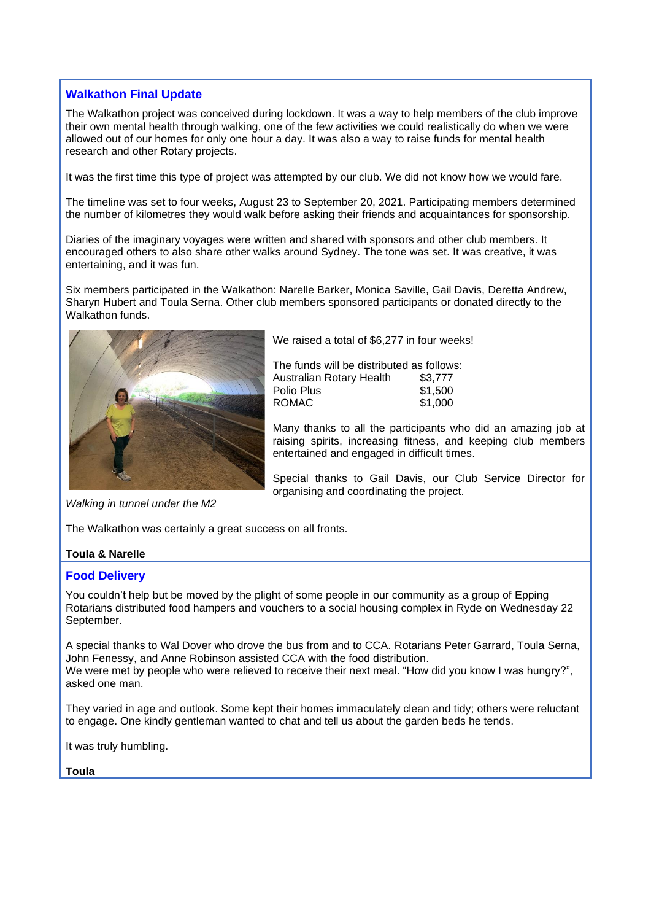## Walkathon Final Update

The Walkathon project was conceived during lockdown. It was a way to help members of the club improve their own mental health through walking, one of the few activities we could realistically do when we were allowed out of our homes for only one hour a day. It was also a way to raise funds for mental health research and other Rotary projects.

It was the first time this type of project was attempted by our club. We did not know how we would fare.

The timeline was set to four weeks, August 23 to September 20, 2021. Participating members determined the number of kilometres they would walk before asking their friends and acquaintances for sponsorship.

Diaries of the imaginary voyages were written and shared with sponsors and other club members. It encouraged others to also share other walks around Sydney. The tone was set. It was creative, it was entertaining, and it was fun.

Six members participated in the Walkathon: Narelle Barker, Monica Saville, Gail Davis, Deretta Andrew, Sharyn Hubert and Toula Serna. Other club members sponsored participants or donated directly to the Walkathon funds.

*Walking in tunnel under the M2*

We raised a total of $6,277 in four weeks!

The funds will be distributed as follows:

| | |
|---|---|
| Australian Rotary Health | $3,777 |
| Polio Plus | $1,500 |
| ROMAC | $1,000 |

Many thanks to all the participants who did an amazing job at raising spirits, increasing fitness, and keeping club members entertained and engaged in difficult times.

Special thanks to Gail Davis, our Club Service Director for organising and coordinating the project.

The Walkathon was certainly a great success on all fronts.

**Toula & Narelle**

## Food Delivery

You couldn't help but be moved by the plight of some people in our community as a group of Epping Rotarians distributed food hampers and vouchers to a social housing complex in Ryde on Wednesday 22 September.

A special thanks to Wal Dover who drove the bus from and to CCA. Rotarians Peter Garrard, Toula Serna, John Fenessy, and Anne Robinson assisted CCA with the food distribution.
We were met by people who were relieved to receive their next meal. "How did you know I was hungry?", asked one man.

They varied in age and outlook. Some kept their homes immaculately clean and tidy; others were reluctant to engage. One kindly gentleman wanted to chat and tell us about the garden beds he tends.

It was truly humbling.

**Toula**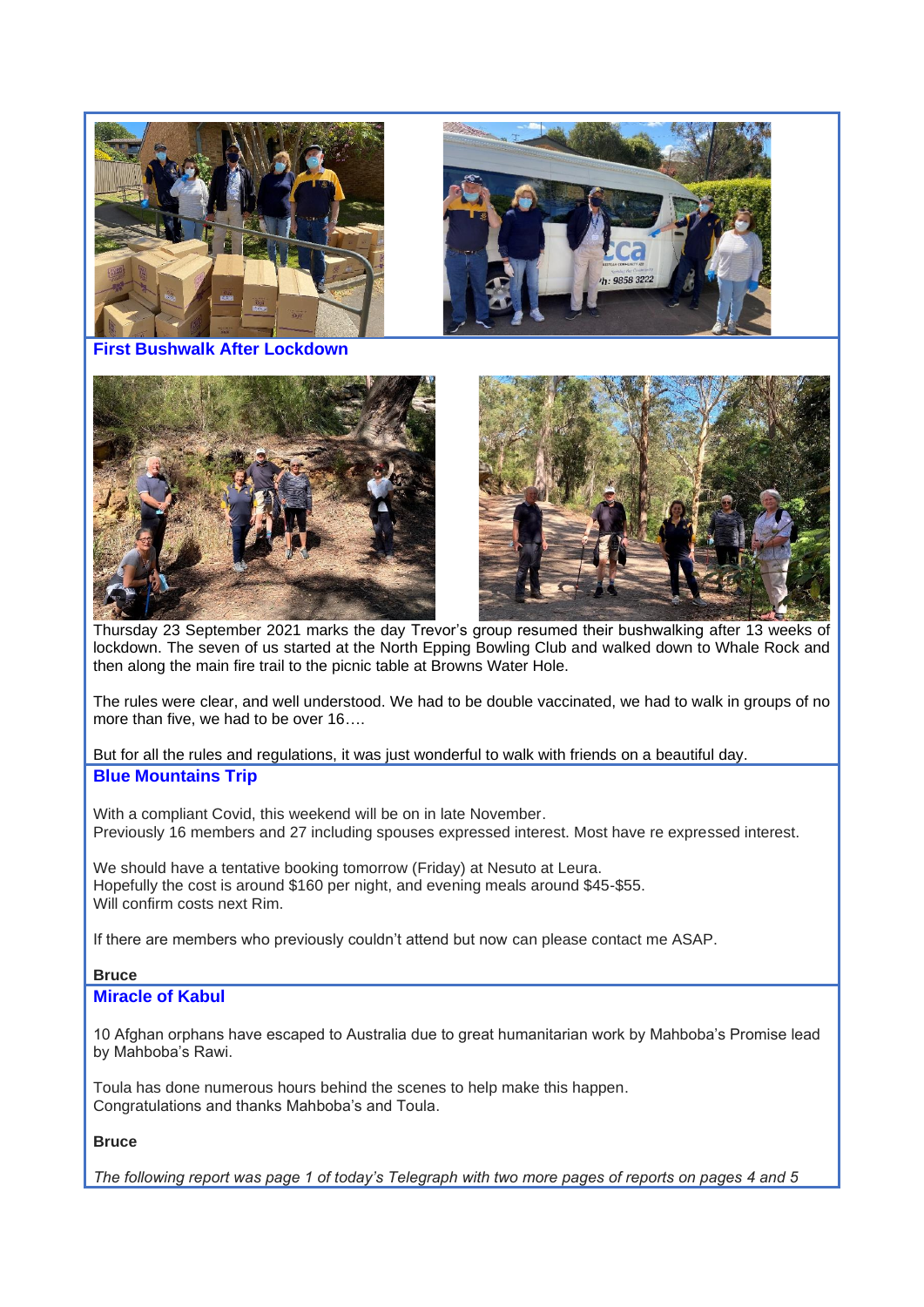## First Bushwalk After Lockdown

Thursday 23 September 2021 marks the day Trevor's group resumed their bushwalking after 13 weeks of lockdown. The seven of us started at the North Epping Bowling Club and walked down to Whale Rock and then along the main fire trail to the picnic table at Browns Water Hole.

The rules were clear, and well understood. We had to be double vaccinated, we had to walk in groups of no more than five, we had to be over 16….

But for all the rules and regulations, it was just wonderful to walk with friends on a beautiful day.

## Blue Mountains Trip

With a compliant Covid, this weekend will be on in late November.
Previously 16 members and 27 including spouses expressed interest. Most have re expressed interest.

We should have a tentative booking tomorrow (Friday) at Nesuto at Leura.
Hopefully the cost is around $160 per night, and evening meals around $45-$55.
Will confirm costs next Rim.

If there are members who previously couldn't attend but now can please contact me ASAP.

**Bruce**

## Miracle of Kabul

10 Afghan orphans have escaped to Australia due to great humanitarian work by Mahboba's Promise lead by Mahboba's Rawi.

Toula has done numerous hours behind the scenes to help make this happen.
Congratulations and thanks Mahboba's and Toula.

**Bruce**

*The following report was page 1 of today's Telegraph with two more pages of reports on pages 4 and 5*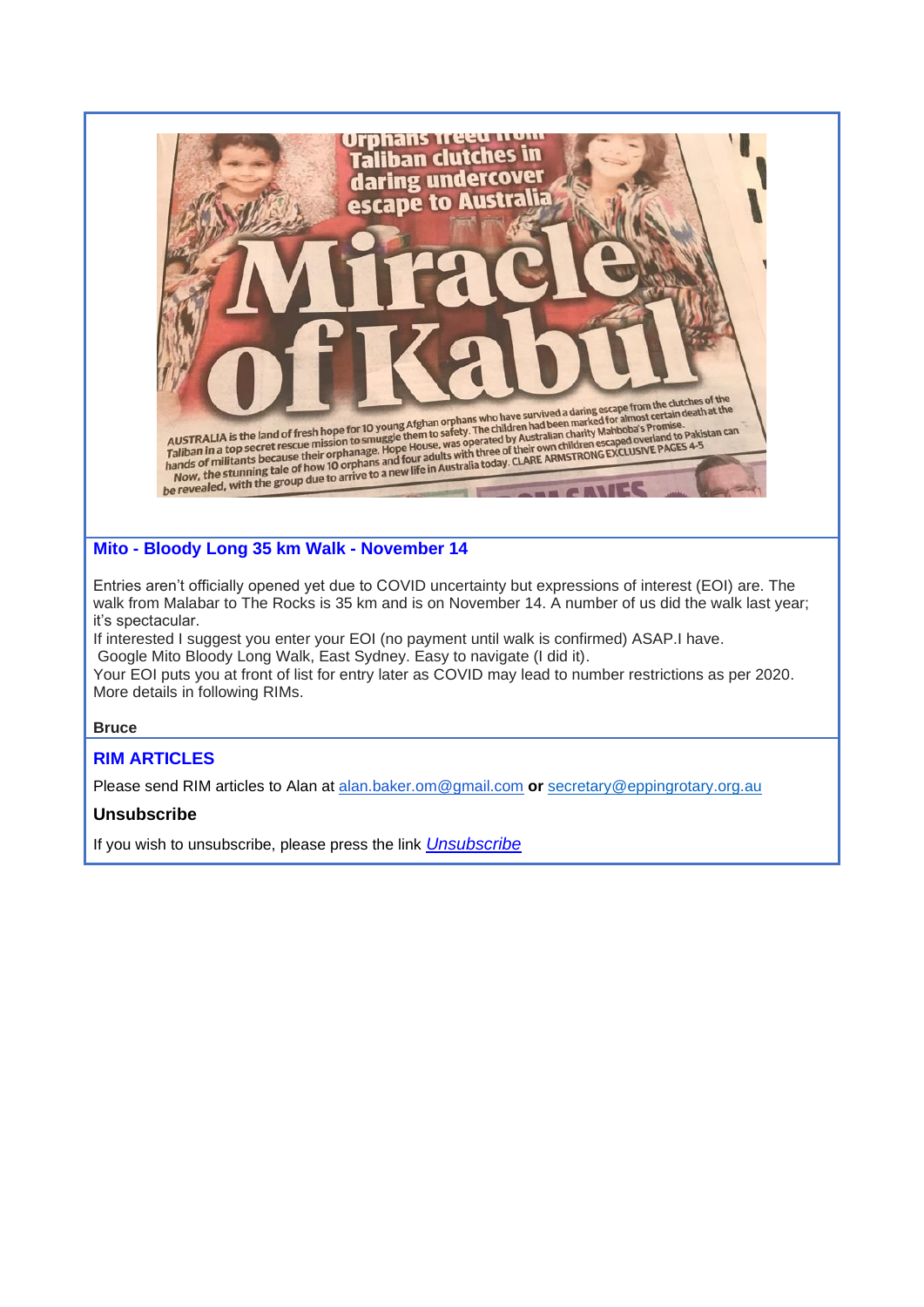## Mito - Bloody Long 35 km Walk - November 14

Entries aren't officially opened yet due to COVID uncertainty but expressions of interest (EOI) are. The walk from Malabar to The Rocks is 35 km and is on November 14. A number of us did the walk last year; it's spectacular.

If interested I suggest you enter your EOI (no payment until walk is confirmed) ASAP.I have.

Google Mito Bloody Long Walk, East Sydney. Easy to navigate (I did it).

Your EOI puts you at front of list for entry later as COVID may lead to number restrictions as per 2020.

More details in following RIMs.

**Bruce**

## RIM ARTICLES

Please send RIM articles to Alan at alan.baker.om@gmail.com **or** secretary@eppingrotary.org.au

### Unsubscribe

If you wish to unsubscribe, please press the link *Unsubscribe*